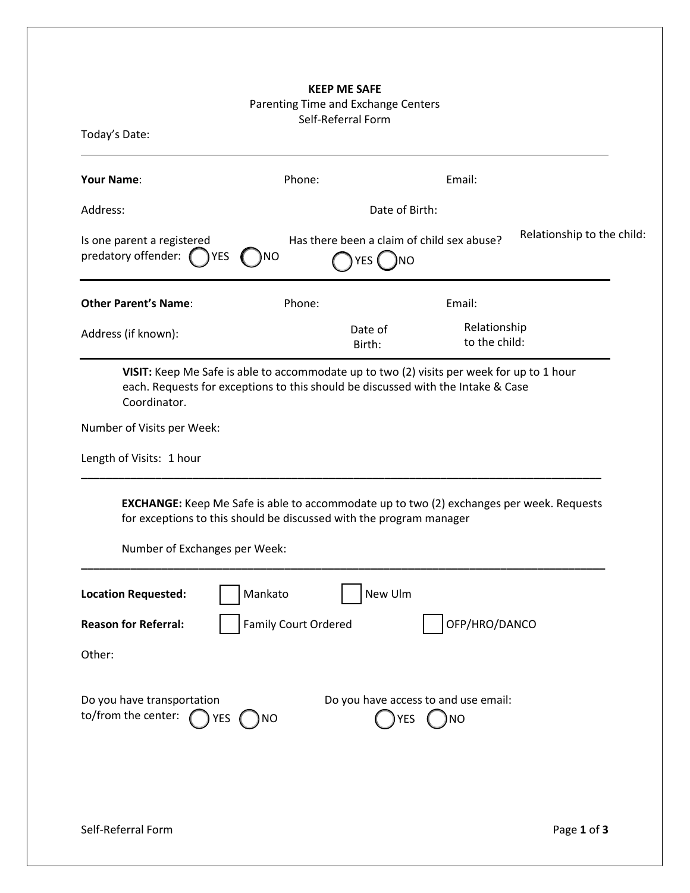**KEEP ME SAFE**

Parenting Time and Exchange Centers

Self-Referral Form

Today's Date:

---

**Your Name**: Phone: Email:

Address: Date of Birth:

Is one parent a registered predatory offender: ◯ YES ◯ NO

Has there been a claim of child sex abuse? ◯ YES ◯ NO

Relationship to the child:

---

**Other Parent's Name**: Phone: Email:

Address (if known): Date of Birth: Relationship to the child:

---

**VISIT:** Keep Me Safe is able to accommodate up to two (2) visits per week for up to 1 hour each. Requests for exceptions to this should be discussed with the Intake & Case Coordinator.

Number of Visits per Week:

Length of Visits: 1 hour

---

**EXCHANGE:** Keep Me Safe is able to accommodate up to two (2) exchanges per week. Requests for exceptions to this should be discussed with the program manager

Number of Exchanges per Week:

---

**Location Requested:** ☐ Mankato ☐ New Ulm

**Reason for Referral:** ☐ Family Court Ordered ☐ OFP/HRO/DANCO

Other:

Do you have transportation to/from the center: ◯ YES ◯ NO

Do you have access to and use email: ◯ YES ◯ NO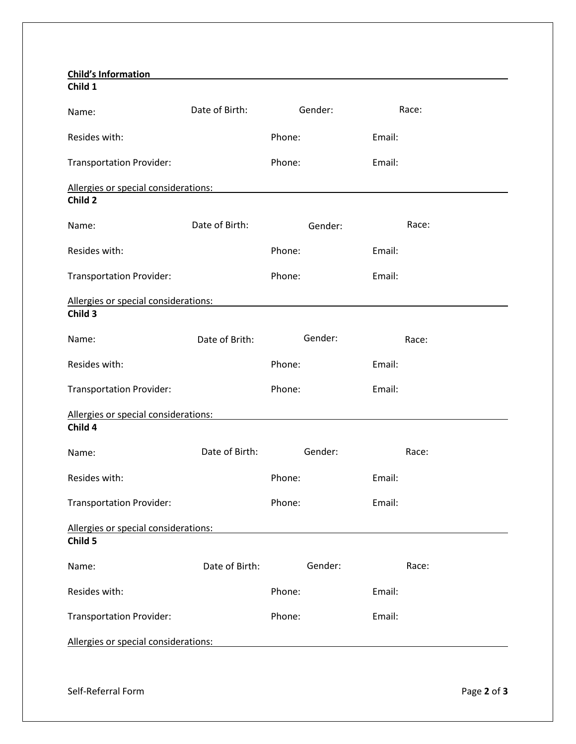**Child's Information**

**Child 1**

Name: Date of Birth: Gender: Race:

Resides with: Phone: Email:

Transportation Provider: Phone: Email:

Allergies or special considerations:

**Child 2**

Name: Date of Birth: Gender: Race:

Resides with: Phone: Email:

Transportation Provider: Phone: Email:

Allergies or special considerations:

**Child 3**

Name: Date of Brith: Gender: Race:

Resides with: Phone: Email:

Transportation Provider: Phone: Email:

Allergies or special considerations:

**Child 4**

Name: Date of Birth: Gender: Race:

Resides with: Phone: Email:

Transportation Provider: Phone: Email:

Allergies or special considerations:

**Child 5**

Name: Date of Birth: Gender: Race:

Resides with: Phone: Email:

Transportation Provider: Phone: Email:

Allergies or special considerations: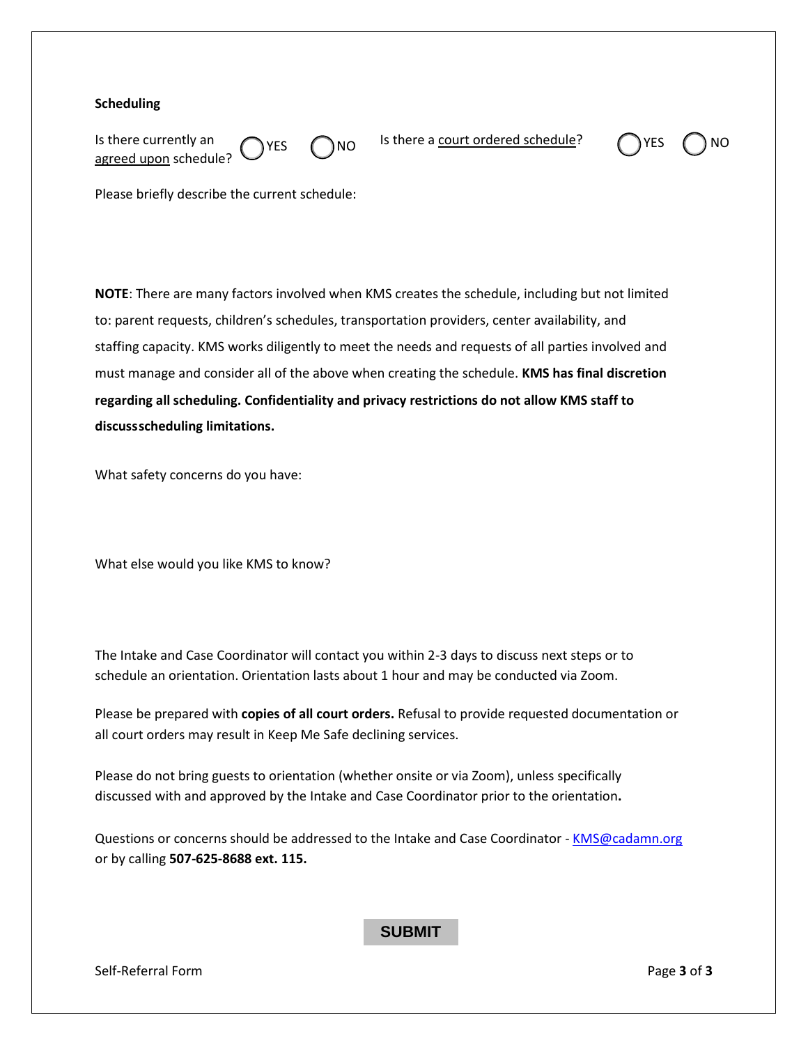**Scheduling**

Is there currently an agreed upon schedule? ◯ YES ◯ NO

Is there a court ordered schedule? ◯ YES ◯ NO

Please briefly describe the current schedule:

**NOTE**: There are many factors involved when KMS creates the schedule, including but not limited to: parent requests, children's schedules, transportation providers, center availability, and staffing capacity. KMS works diligently to meet the needs and requests of all parties involved and must manage and consider all of the above when creating the schedule. **KMS has final discretion regarding all scheduling. Confidentiality and privacy restrictions do not allow KMS staff to discussscheduling limitations.**

What safety concerns do you have:

What else would you like KMS to know?

The Intake and Case Coordinator will contact you within 2-3 days to discuss next steps or to schedule an orientation. Orientation lasts about 1 hour and may be conducted via Zoom.

Please be prepared with **copies of all court orders.** Refusal to provide requested documentation or all court orders may result in Keep Me Safe declining services.

Please do not bring guests to orientation (whether onsite or via Zoom), unless specifically discussed with and approved by the Intake and Case Coordinator prior to the orientation**.**

Questions or concerns should be addressed to the Intake and Case Coordinator - [KMS@cadamn.org](mailto:KMS@cadamn.org) or by calling **507-625-8688 ext. 115.**

**SUBMIT**

Self-Referral Form